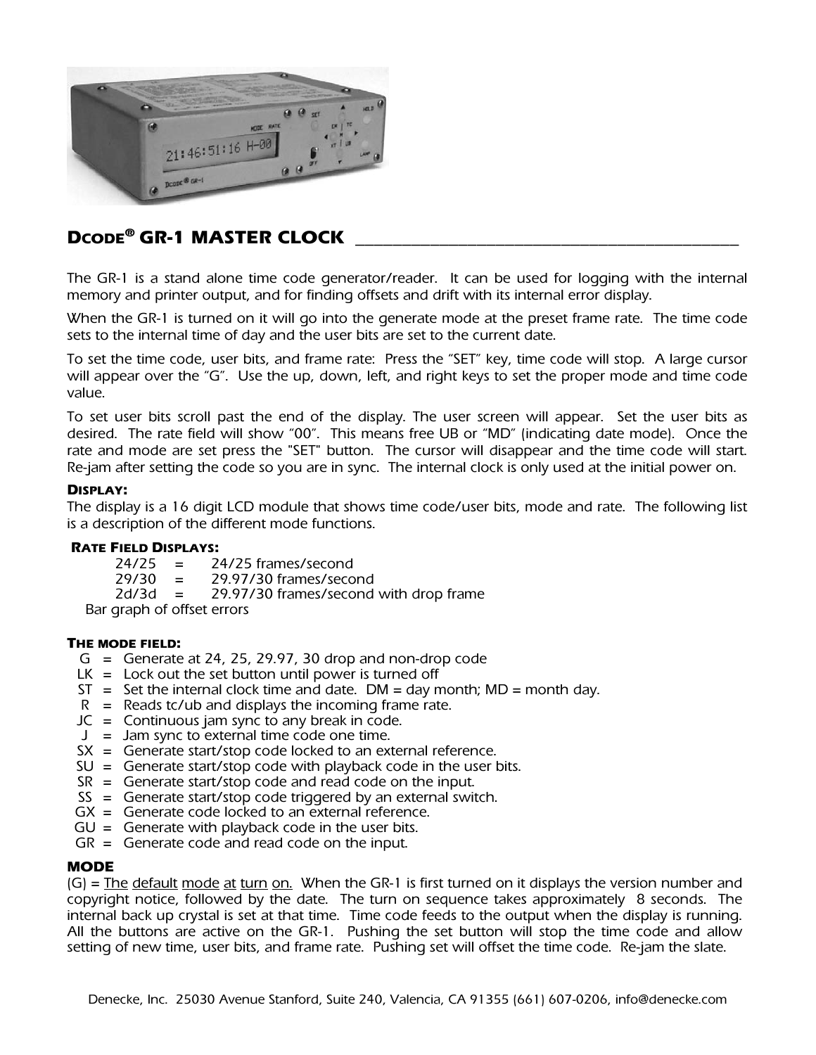## DCODE® GR-1 MASTER CLOCK

The GR-1 is a stand alone time code generator/reader. It can be used for logging with the internal memory and printer output, and for finding offsets and drift with its internal error display.

When the GR-1 is turned on it will go into the generate mode at the preset frame rate. The time code sets to the internal time of day and the user bits are set to the current date.

To set the time code, user bits, and frame rate: Press the "SET" key, time code will stop. A large cursor will appear over the "G". Use the up, down, left, and right keys to set the proper mode and time code value.

To set user bits scroll past the end of the display. The user screen will appear. Set the user bits as desired. The rate field will show "00". This means free UB or "MD" (indicating date mode). Once the rate and mode are set press the "SET" button. The cursor will disappear and the time code will start. Re-jam after setting the code so you are in sync. The internal clock is only used at the initial power on.

### DISPLAY:

The display is a 16 digit LCD module that shows time code/user bits, mode and rate. The following list is a description of the different mode functions.

#### RATE FIELD DISPLAYS:

- 24/25 = 24/25 frames/second
- 29/30 = 29.97/30 frames/second
- 2d/3d = 29.97/30 frames/second with drop frame

Bar graph of offset errors

#### THE MODE FIELD:

- G = Generate at 24, 25, 29.97, 30 drop and non-drop code
- LK = Lock out the set button until power is turned off
- ST = Set the internal clock time and date. DM = day month; MD = month day.
- R = Reads tc/ub and displays the incoming frame rate.
- JC = Continuous jam sync to any break in code.
- J = Jam sync to external time code one time.
- SX = Generate start/stop code locked to an external reference.
- SU = Generate start/stop code with playback code in the user bits.
- SR = Generate start/stop code and read code on the input.
- SS = Generate start/stop code triggered by an external switch.
- GX = Generate code locked to an external reference.
- GU = Generate with playback code in the user bits.
- GR = Generate code and read code on the input.

### MODE

(G) = The default mode at turn on. When the GR-1 is first turned on it displays the version number and copyright notice, followed by the date. The turn on sequence takes approximately 8 seconds. The internal back up crystal is set at that time. Time code feeds to the output when the display is running. All the buttons are active on the GR-1. Pushing the set button will stop the time code and allow setting of new time, user bits, and frame rate. Pushing set will offset the time code. Re-jam the slate.

Denecke, Inc. 25030 Avenue Stanford, Suite 240, Valencia, CA 91355 (661) 607-0206, info@denecke.com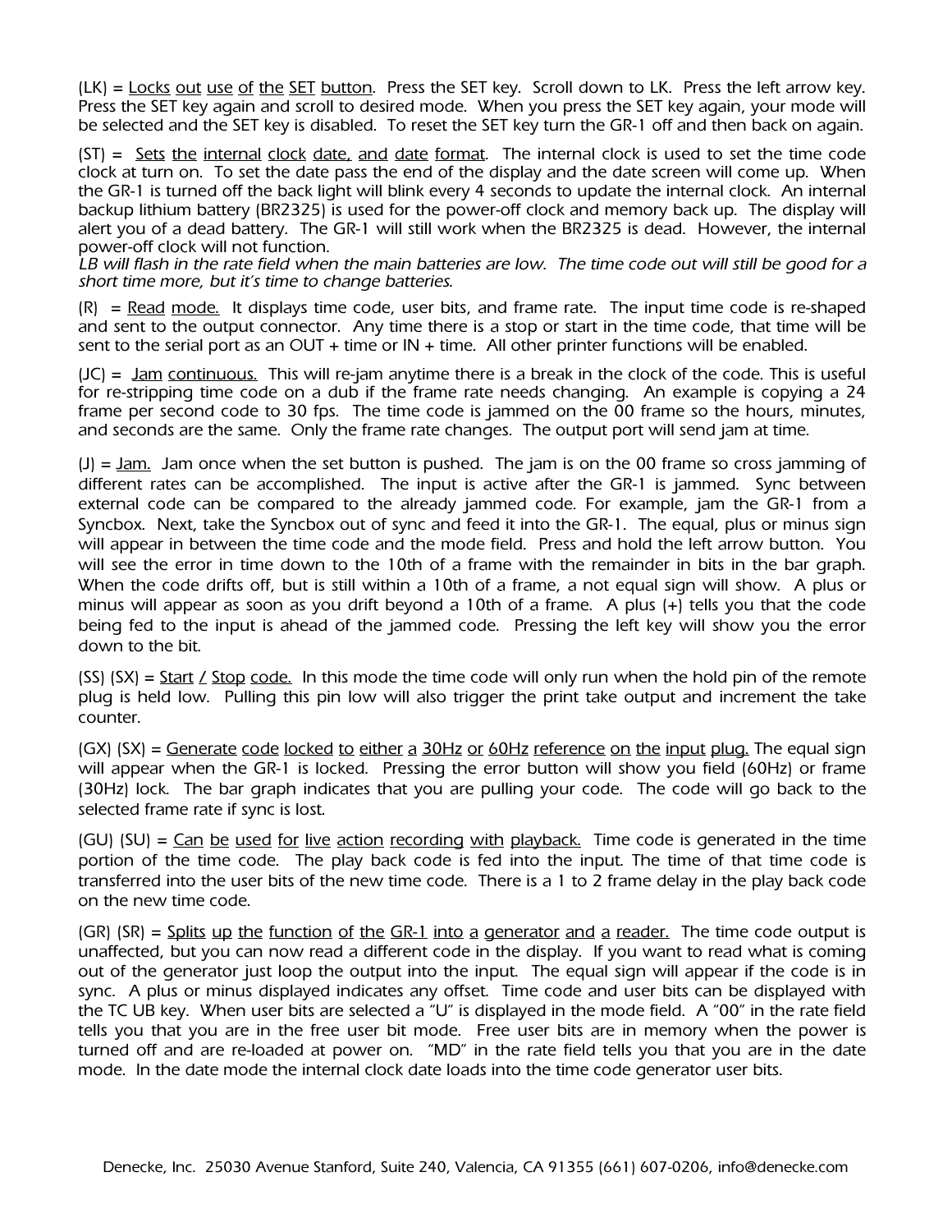(LK) = Locks out use of the SET button. Press the SET key. Scroll down to LK. Press the left arrow key. Press the SET key again and scroll to desired mode. When you press the SET key again, your mode will be selected and the SET key is disabled. To reset the SET key turn the GR-1 off and then back on again.

(ST) = Sets the internal clock date, and date format. The internal clock is used to set the time code clock at turn on. To set the date pass the end of the display and the date screen will come up. When the GR-1 is turned off the back light will blink every 4 seconds to update the internal clock. An internal backup lithium battery (BR2325) is used for the power-off clock and memory back up. The display will alert you of a dead battery. The GR-1 will still work when the BR2325 is dead. However, the internal power-off clock will not function.
*LB will flash in the rate field when the main batteries are low. The time code out will still be good for a short time more, but it's time to change batteries.*

(R) = Read mode. It displays time code, user bits, and frame rate. The input time code is re-shaped and sent to the output connector. Any time there is a stop or start in the time code, that time will be sent to the serial port as an OUT + time or IN + time. All other printer functions will be enabled.

(JC) = Jam continuous. This will re-jam anytime there is a break in the clock of the code. This is useful for re-stripping time code on a dub if the frame rate needs changing. An example is copying a 24 frame per second code to 30 fps. The time code is jammed on the 00 frame so the hours, minutes, and seconds are the same. Only the frame rate changes. The output port will send jam at time.

(J) = Jam. Jam once when the set button is pushed. The jam is on the 00 frame so cross jamming of different rates can be accomplished. The input is active after the GR-1 is jammed. Sync between external code can be compared to the already jammed code. For example, jam the GR-1 from a Syncbox. Next, take the Syncbox out of sync and feed it into the GR-1. The equal, plus or minus sign will appear in between the time code and the mode field. Press and hold the left arrow button. You will see the error in time down to the 10th of a frame with the remainder in bits in the bar graph. When the code drifts off, but is still within a 10th of a frame, a not equal sign will show. A plus or minus will appear as soon as you drift beyond a 10th of a frame. A plus (+) tells you that the code being fed to the input is ahead of the jammed code. Pressing the left key will show you the error down to the bit.

(SS) (SX) = Start / Stop code. In this mode the time code will only run when the hold pin of the remote plug is held low. Pulling this pin low will also trigger the print take output and increment the take counter.

(GX) (SX) = Generate code locked to either a 30Hz or 60Hz reference on the input plug. The equal sign will appear when the GR-1 is locked. Pressing the error button will show you field (60Hz) or frame (30Hz) lock. The bar graph indicates that you are pulling your code. The code will go back to the selected frame rate if sync is lost.

(GU) (SU) = Can be used for live action recording with playback. Time code is generated in the time portion of the time code. The play back code is fed into the input. The time of that time code is transferred into the user bits of the new time code. There is a 1 to 2 frame delay in the play back code on the new time code.

(GR) (SR) = Splits up the function of the GR-1 into a generator and a reader. The time code output is unaffected, but you can now read a different code in the display. If you want to read what is coming out of the generator just loop the output into the input. The equal sign will appear if the code is in sync. A plus or minus displayed indicates any offset. Time code and user bits can be displayed with the TC UB key. When user bits are selected a "U" is displayed in the mode field. A "00" in the rate field tells you that you are in the free user bit mode. Free user bits are in memory when the power is turned off and are re-loaded at power on. "MD" in the rate field tells you that you are in the date mode. In the date mode the internal clock date loads into the time code generator user bits.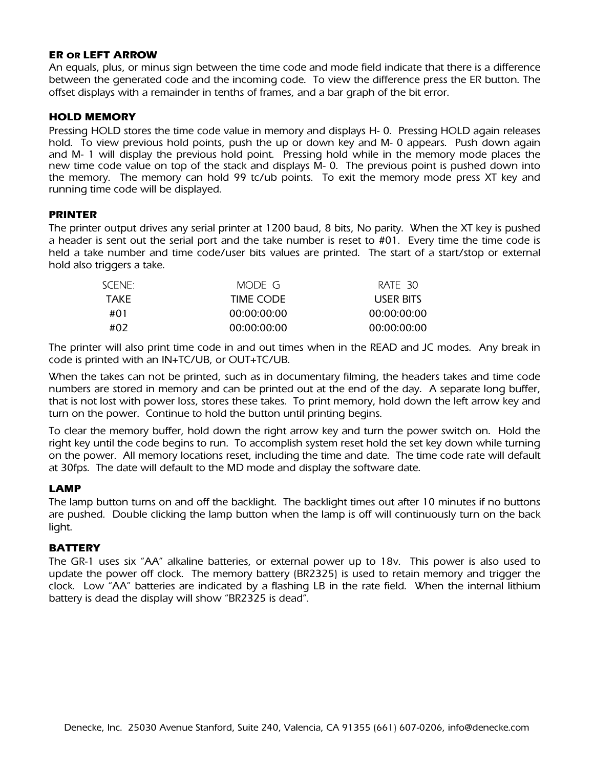### ER OR LEFT ARROW

An equals, plus, or minus sign between the time code and mode field indicate that there is a difference between the generated code and the incoming code. To view the difference press the ER button. The offset displays with a remainder in tenths of frames, and a bar graph of the bit error.

### HOLD MEMORY

Pressing HOLD stores the time code value in memory and displays H- 0. Pressing HOLD again releases hold. To view previous hold points, push the up or down key and M- 0 appears. Push down again and M- 1 will display the previous hold point. Pressing hold while in the memory mode places the new time code value on top of the stack and displays M- 0. The previous point is pushed down into the memory. The memory can hold 99 tc/ub points. To exit the memory mode press XT key and running time code will be displayed.

### PRINTER

The printer output drives any serial printer at 1200 baud, 8 bits, No parity. When the XT key is pushed a header is sent out the serial port and the take number is reset to #01. Every time the time code is held a take number and time code/user bits values are printed. The start of a start/stop or external hold also triggers a take.

| SCENE: | MODE G | RATE 30 |
|---|---|---|
| TAKE | TIME CODE | USER BITS |
| #01 | 00:00:00:00 | 00:00:00:00 |
| #02 | 00:00:00:00 | 00:00:00:00 |

The printer will also print time code in and out times when in the READ and JC modes. Any break in code is printed with an IN+TC/UB, or OUT+TC/UB.

When the takes can not be printed, such as in documentary filming, the headers takes and time code numbers are stored in memory and can be printed out at the end of the day. A separate long buffer, that is not lost with power loss, stores these takes. To print memory, hold down the left arrow key and turn on the power. Continue to hold the button until printing begins.

To clear the memory buffer, hold down the right arrow key and turn the power switch on. Hold the right key until the code begins to run. To accomplish system reset hold the set key down while turning on the power. All memory locations reset, including the time and date. The time code rate will default at 30fps. The date will default to the MD mode and display the software date.

### LAMP

The lamp button turns on and off the backlight. The backlight times out after 10 minutes if no buttons are pushed. Double clicking the lamp button when the lamp is off will continuously turn on the back light.

### BATTERY

The GR-1 uses six "AA" alkaline batteries, or external power up to 18v. This power is also used to update the power off clock. The memory battery (BR2325) is used to retain memory and trigger the clock. Low "AA" batteries are indicated by a flashing LB in the rate field. When the internal lithium battery is dead the display will show "BR2325 is dead".